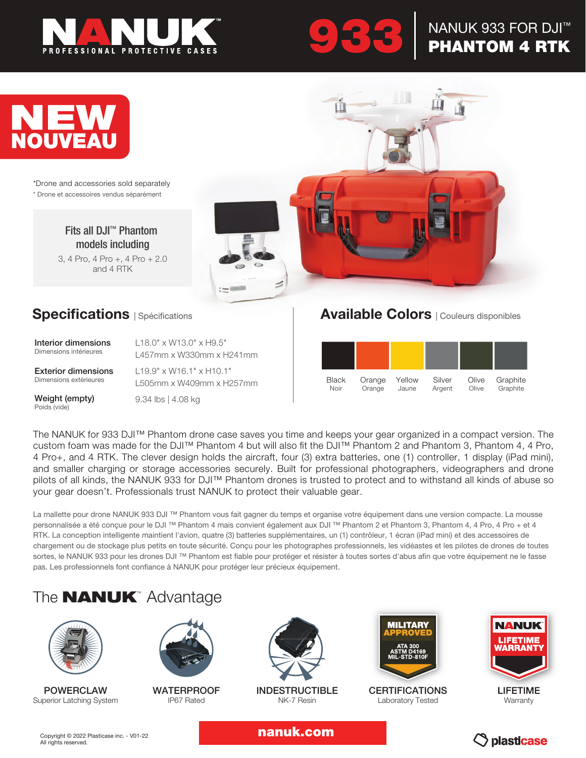# NANUK

PROFESSIONAL PROTECTIVE CASES

# 933 | NANUK 933 FOR DJI™ PHANTOM 4 RTK

**NEW**
**NOUVEAU**

*Drone and accessories sold separately

* Drone et accessoires vendus séparément

Fits all DJI™ Phantom models including

3, 4 Pro, 4 Pro +, 4 Pro + 2.0 and 4 RTK

## Specifications | Spécifications

| | |
|---|---|
| **Interior dimensions** Dimensions intérieures | L18.0" x W13.0" x H9.5" L457mm x W330mm x H241mm |
| **Exterior dimensions** Dimensions extérieures | L19.9" x W16.1" x H10.1" L505mm x W409mm x H257mm |
| **Weight (empty)** Poids (vide) | 9.34 lbs \| 4.08 kg |

## Available Colors | Couleurs disponibles

| Black | Orange | Yellow | Silver | Olive | Graphite |
|---|---|---|---|---|---|
| Noir | Orange | Jaune | Argent | Olive | Graphite |

The NANUK for 933 DJI™ Phantom drone case saves you time and keeps your gear organized in a compact version. The custom foam was made for the DJI™ Phantom 4 but will also fit the DJI™ Phantom 2 and Phantom 3, Phantom 4, 4 Pro, 4 Pro+, and 4 RTK. The clever design holds the aircraft, four (3) extra batteries, one (1) controller, 1 display (iPad mini), and smaller charging or storage accessories securely. Built for professional photographers, videographers and drone pilots of all kinds, the NANUK 933 for DJI™ Phantom drones is trusted to protect and to withstand all kinds of abuse so your gear doesn't. Professionals trust NANUK to protect their valuable gear.

La mallette pour drone NANUK 933 DJI ™ Phantom vous fait gagner du temps et organise votre équipement dans une version compacte. La mousse personnalisée a été conçue pour le DJI ™ Phantom 4 mais convient également aux DJI ™ Phantom 2 et Phantom 3, Phantom 4, 4 Pro, 4 Pro + et 4 RTK. La conception intelligente maintient l'avion, quatre (3) batteries supplémentaires, un (1) contrôleur, 1 écran (iPad mini) et des accessoires de chargement ou de stockage plus petits en toute sécurité. Conçu pour les photographes professionnels, les vidéastes et les pilotes de drones de toutes sortes, le NANUK 933 pour les drones DJI ™ Phantom est fiable pour protéger et résister à toutes sortes d'abus afin que votre équipement ne le fasse pas. Les professionnels font confiance à NANUK pour protéger leur précieux équipement.

## The NANUK™ Advantage

- **POWERCLAW** – Superior Latching System
- **WATERPROOF** – IP67 Rated
- **INDESTRUCTIBLE** – NK-7 Resin
- **CERTIFICATIONS** – Laboratory Tested (MILITARY APPROVED: ATA 300, ASTM D4169, MIL-STD-810F)
- **LIFETIME** – Warranty (NANUK LIFETIME WARRANTY)

Copyright © 2022 Plasticase inc. - V01-22
All rights reserved.

**nanuk.com**

plasticase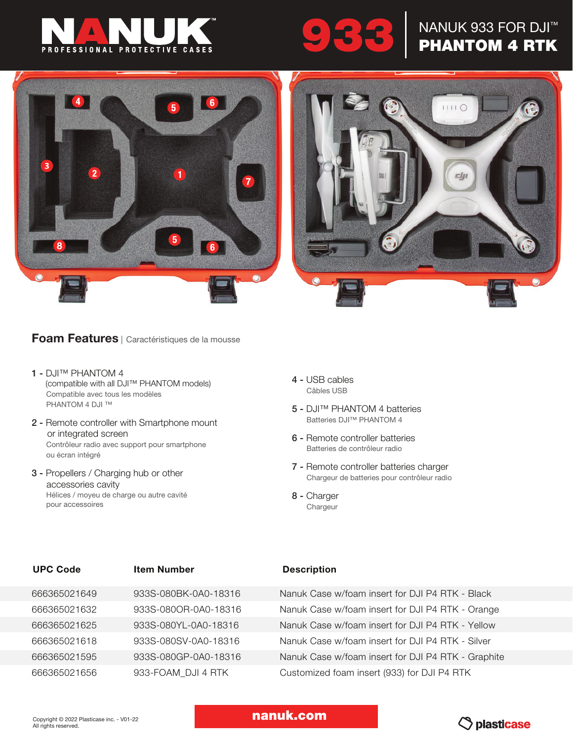# NANUK PROFESSIONAL PROTECTIVE CASES

# 933 | NANUK 933 FOR DJI™ PHANTOM 4 RTK

## Foam Features | Caractéristiques de la mousse

1 - DJI™ PHANTOM 4
(compatible with all DJI™ PHANTOM models)
Compatible avec tous les modèles PHANTOM 4 DJI ™

2 - Remote controller with Smartphone mount or integrated screen
Contrôleur radio avec support pour smartphone ou écran intégré

3 - Propellers / Charging hub or other accessories cavity
Hélices / moyeu de charge ou autre cavité pour accessoires

4 - USB cables
Câbles USB

5 - DJI™ PHANTOM 4 batteries
Batteries DJI™ PHANTOM 4

6 - Remote controller batteries
Batteries de contrôleur radio

7 - Remote controller batteries charger
Chargeur de batteries pour contrôleur radio

8 - Charger
Chargeur

| UPC Code | Item Number | Description |
|---|---|---|
| 666365021649 | 933S-080BK-0A0-18316 | Nanuk Case w/foam insert for DJI P4 RTK - Black |
| 666365021632 | 933S-080OR-0A0-18316 | Nanuk Case w/foam insert for DJI P4 RTK - Orange |
| 666365021625 | 933S-080YL-0A0-18316 | Nanuk Case w/foam insert for DJI P4 RTK - Yellow |
| 666365021618 | 933S-080SV-0A0-18316 | Nanuk Case w/foam insert for DJI P4 RTK - Silver |
| 666365021595 | 933S-080GP-0A0-18316 | Nanuk Case w/foam insert for DJI P4 RTK - Graphite |
| 666365021656 | 933-FOAM_DJI 4 RTK | Customized foam insert (933) for DJI P4 RTK |

Copyright © 2022 Plasticase inc. - V01-22
All rights reserved.

nanuk.com

plasticase